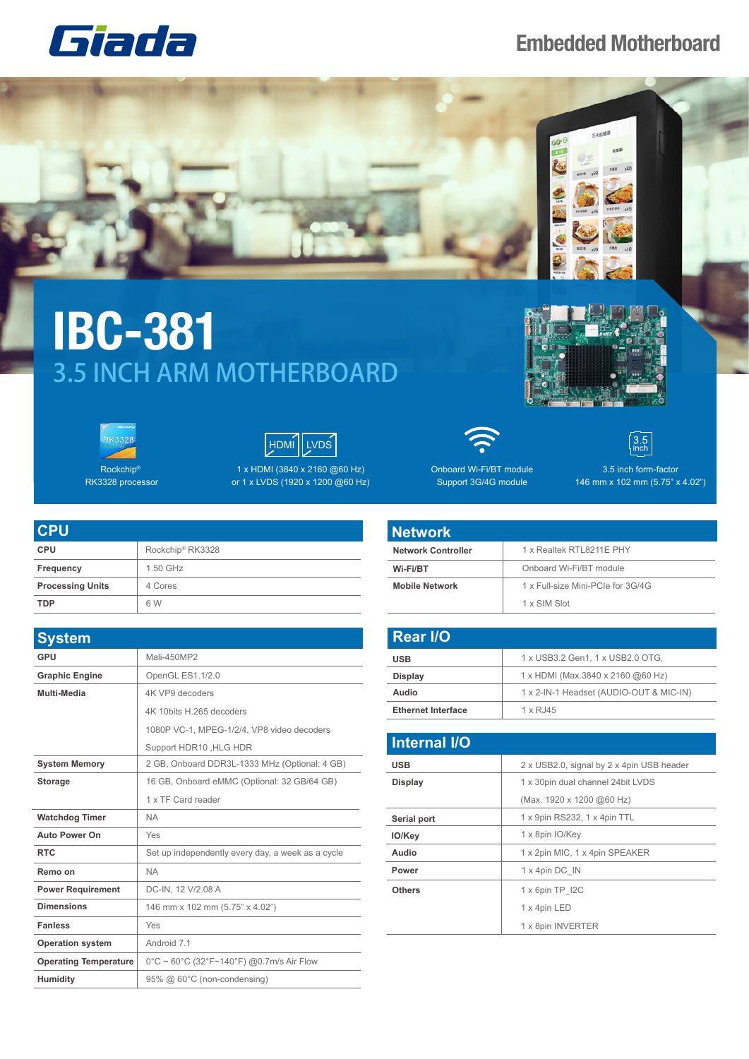Giada

# Embedded Motherboard

# IBC-381

## 3.5 INCH ARM MOTHERBOARD

Rockchip® RK3328 processor

1 x HDMI (3840 x 2160 @60 Hz) or 1 x LVDS (1920 x 1200 @60 Hz)

Onboard Wi-Fi/BT module Support 3G/4G module

3.5 inch form-factor 146 mm x 102 mm (5.75" x 4.02")

## CPU

| | |
|---|---|
| **CPU** | Rockchip® RK3328 |
| **Frequency** | 1.50 GHz |
| **Processing Units** | 4 Cores |
| **TDP** | 6 W |

## System

| | |
|---|---|
| **GPU** | Mali-450MP2 |
| **Graphic Engine** | OpenGL ES1.1/2.0 |
| **Multi-Media** | 4K VP9 decoders |
| | 4K 10bits H.265 decoders |
| | 1080P VC-1, MPEG-1/2/4, VP8 video decoders |
| | Support HDR10 ,HLG HDR |
| **System Memory** | 2 GB, Onboard DDR3L-1333 MHz (Optional: 4 GB) |
| **Storage** | 16 GB, Onboard eMMC (Optional: 32 GB/64 GB) |
| | 1 x TF Card reader |
| **Watchdog Timer** | NA |
| **Auto Power On** | Yes |
| **RTC** | Set up independently every day, a week as a cycle |
| **Remo on** | NA |
| **Power Requirement** | DC-IN, 12 V/2.08 A |
| **Dimensions** | 146 mm x 102 mm (5.75" x 4.02") |
| **Fanless** | Yes |
| **Operation system** | Android 7.1 |
| **Operating Temperature** | 0°C ~ 60°C (32°F~140°F) @0.7m/s Air Flow |
| **Humidity** | 95% @ 60°C (non-condensing) |

## Network

| | |
|---|---|
| **Network Controller** | 1 x Realtek RTL8211E PHY |
| **Wi-Fi/BT** | Onboard Wi-Fi/BT module |
| **Mobile Network** | 1 x Full-size Mini-PCIe for 3G/4G |
| | 1 x SIM Slot |

## Rear I/O

| | |
|---|---|
| **USB** | 1 x USB3.2 Gen1, 1 x USB2.0 OTG, |
| **Display** | 1 x HDMI (Max.3840 x 2160 @60 Hz) |
| **Audio** | 1 x 2-IN-1 Headset (AUDIO-OUT & MIC-IN) |
| **Ethernet Interface** | 1 x RJ45 |

## Internal I/O

| | |
|---|---|
| **USB** | 2 x USB2.0, signal by 2 x 4pin USB header |
| **Display** | 1 x 30pin dual channel 24bit LVDS |
| | (Max. 1920 x 1200 @60 Hz) |
| **Serial port** | 1 x 9pin RS232, 1 x 4pin TTL |
| **IO/Key** | 1 x 8pin IO/Key |
| **Audio** | 1 x 2pin MIC, 1 x 4pin SPEAKER |
| **Power** | 1 x 4pin DC_IN |
| **Others** | 1 x 6pin TP_I2C |
| | 1 x 4pin LED |
| | 1 x 8pin INVERTER |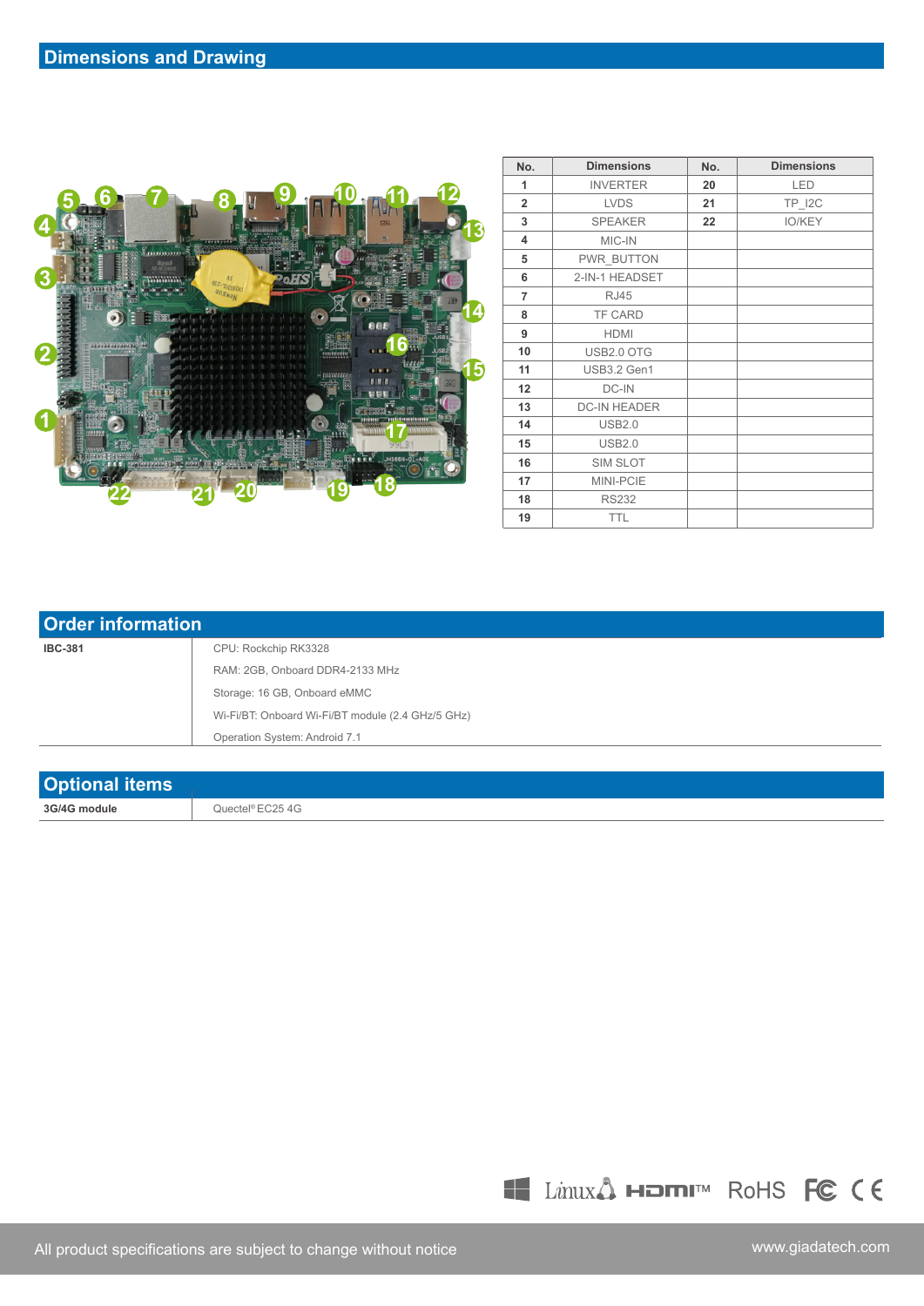## Dimensions and Drawing

| No. | Dimensions | No. | Dimensions |
|---|---|---|---|
| 1 | INVERTER | 20 | LED |
| 2 | LVDS | 21 | TP_I2C |
| 3 | SPEAKER | 22 | IO/KEY |
| 4 | MIC-IN | | |
| 5 | PWR_BUTTON | | |
| 6 | 2-IN-1 HEADSET | | |
| 7 | RJ45 | | |
| 8 | TF CARD | | |
| 9 | HDMI | | |
| 10 | USB2.0 OTG | | |
| 11 | USB3.2 Gen1 | | |
| 12 | DC-IN | | |
| 13 | DC-IN HEADER | | |
| 14 | USB2.0 | | |
| 15 | USB2.0 | | |
| 16 | SIM SLOT | | |
| 17 | MINI-PCIE | | |
| 18 | RS232 | | |
| 19 | TTL | | |

## Order information

| | |
|---|---|
| **IBC-381** | CPU: Rockchip RK3328 |
| | RAM: 2GB, Onboard DDR4-2133 MHz |
| | Storage: 16 GB, Onboard eMMC |
| | Wi-Fi/BT: Onboard Wi-Fi/BT module (2.4 GHz/5 GHz) |
| | Operation System: Android 7.1 |

## Optional items

| | |
|---|---|
| **3G/4G module** | Quectel® EC25 4G |

All product specifications are subject to change without notice

www.giadatech.com